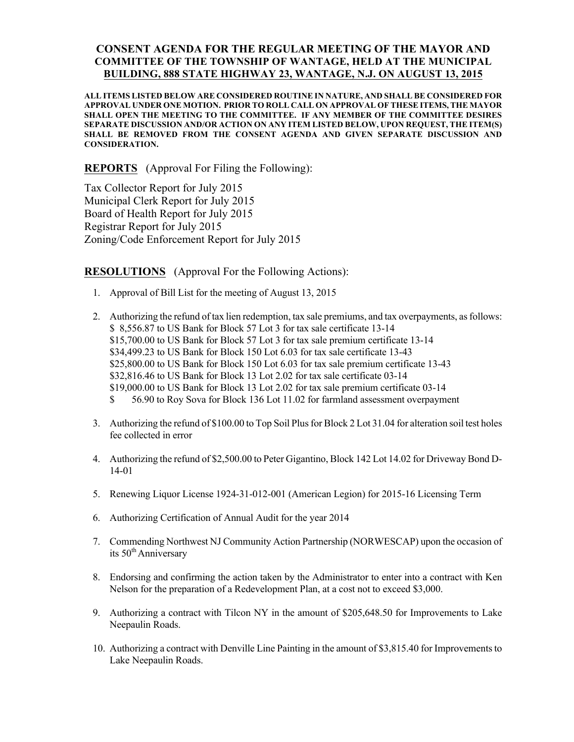# CONSENT AGENDA FOR THE REGULAR MEETING OF THE MAYOR AND COMMITTEE OF THE TOWNSHIP OF WANTAGE, HELD AT THE MUNICIPAL BUILDING, 888 STATE HIGHWAY 23, WANTAGE, N.J. ON AUGUST 13, 2015

**ALL ITEMS LISTED BELOW ARE CONSIDERED ROUTINE IN NATURE, AND SHALL BE CONSIDERED FOR APPROVAL UNDER ONE MOTION. PRIOR TO ROLL CALL ON APPROVAL OF THESE ITEMS, THE MAYOR SHALL OPEN THE MEETING TO THE COMMITTEE. IF ANY MEMBER OF THE COMMITTEE DESIRES SEPARATE DISCUSSION AND/OR ACTION ON ANY ITEM LISTED BELOW, UPON REQUEST, THE ITEM(S) SHALL BE REMOVED FROM THE CONSENT AGENDA AND GIVEN SEPARATE DISCUSSION AND CONSIDERATION.**

**REPORTS** (Approval For Filing the Following):

Tax Collector Report for July 2015
Municipal Clerk Report for July 2015
Board of Health Report for July 2015
Registrar Report for July 2015
Zoning/Code Enforcement Report for July 2015

**RESOLUTIONS** (Approval For the Following Actions):

1. Approval of Bill List for the meeting of August 13, 2015

2. Authorizing the refund of tax lien redemption, tax sale premiums, and tax overpayments, as follows:
   $ 8,556.87 to US Bank for Block 57 Lot 3 for tax sale certificate 13-14
   $15,700.00 to US Bank for Block 57 Lot 3 for tax sale premium certificate 13-14
   $34,499.23 to US Bank for Block 150 Lot 6.03 for tax sale certificate 13-43
   $25,800.00 to US Bank for Block 150 Lot 6.03 for tax sale premium certificate 13-43
   $32,816.46 to US Bank for Block 13 Lot 2.02 for tax sale certificate 03-14
   $19,000.00 to US Bank for Block 13 Lot 2.02 for tax sale premium certificate 03-14
   $ 56.90 to Roy Sova for Block 136 Lot 11.02 for farmland assessment overpayment

3. Authorizing the refund of $100.00 to Top Soil Plus for Block 2 Lot 31.04 for alteration soil test holes fee collected in error

4. Authorizing the refund of $2,500.00 to Peter Gigantino, Block 142 Lot 14.02 for Driveway Bond D-14-01

5. Renewing Liquor License 1924-31-012-001 (American Legion) for 2015-16 Licensing Term

6. Authorizing Certification of Annual Audit for the year 2014

7. Commending Northwest NJ Community Action Partnership (NORWESCAP) upon the occasion of its 50th Anniversary

8. Endorsing and confirming the action taken by the Administrator to enter into a contract with Ken Nelson for the preparation of a Redevelopment Plan, at a cost not to exceed $3,000.

9. Authorizing a contract with Tilcon NY in the amount of $205,648.50 for Improvements to Lake Neepaulin Roads.

10. Authorizing a contract with Denville Line Painting in the amount of $3,815.40 for Improvements to Lake Neepaulin Roads.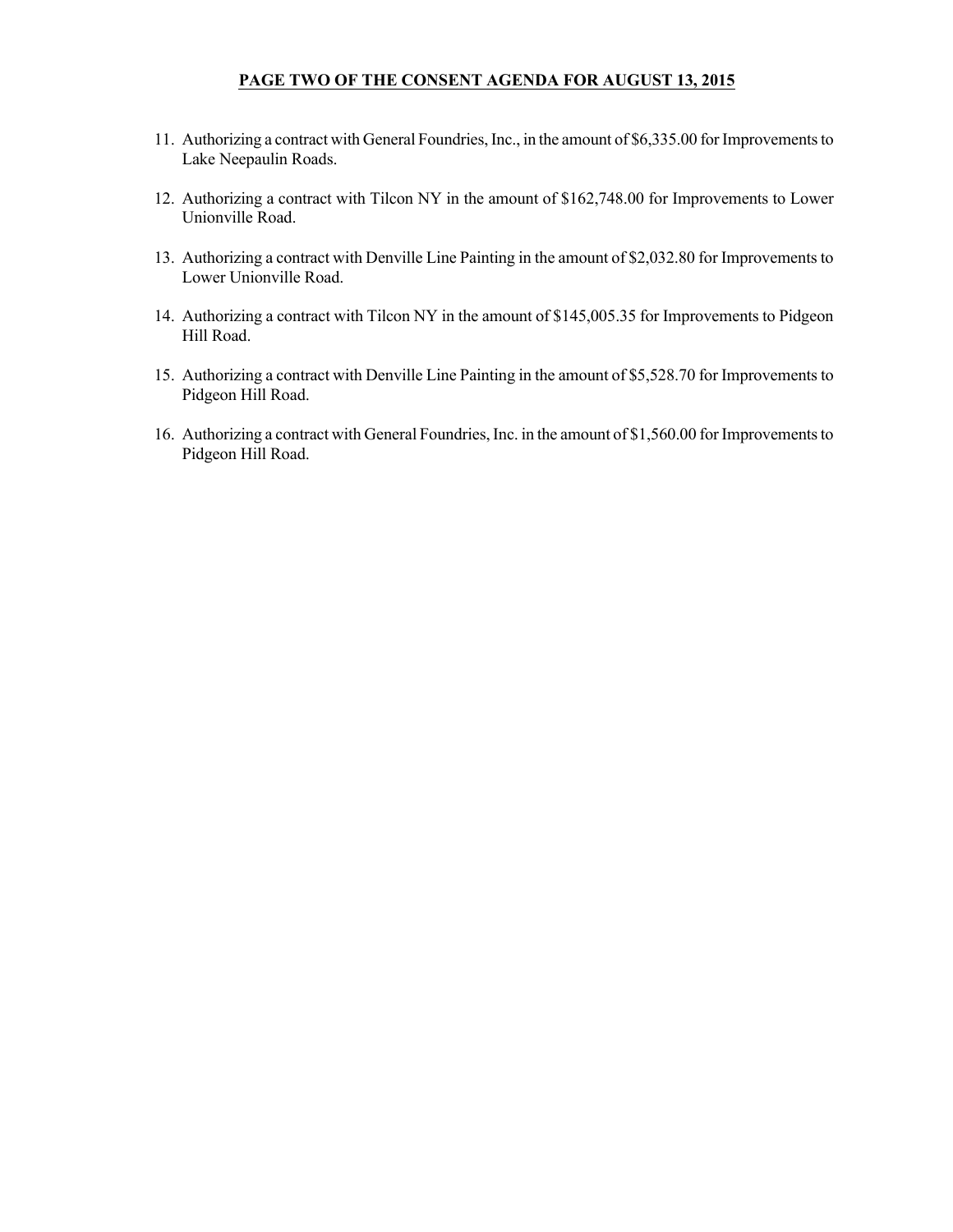**PAGE TWO OF THE CONSENT AGENDA FOR AUGUST 13, 2015**

11. Authorizing a contract with General Foundries, Inc., in the amount of $6,335.00 for Improvements to Lake Neepaulin Roads.

12. Authorizing a contract with Tilcon NY in the amount of $162,748.00 for Improvements to Lower Unionville Road.

13. Authorizing a contract with Denville Line Painting in the amount of $2,032.80 for Improvements to Lower Unionville Road.

14. Authorizing a contract with Tilcon NY in the amount of $145,005.35 for Improvements to Pidgeon Hill Road.

15. Authorizing a contract with Denville Line Painting in the amount of $5,528.70 for Improvements to Pidgeon Hill Road.

16. Authorizing a contract with General Foundries, Inc. in the amount of $1,560.00 for Improvements to Pidgeon Hill Road.